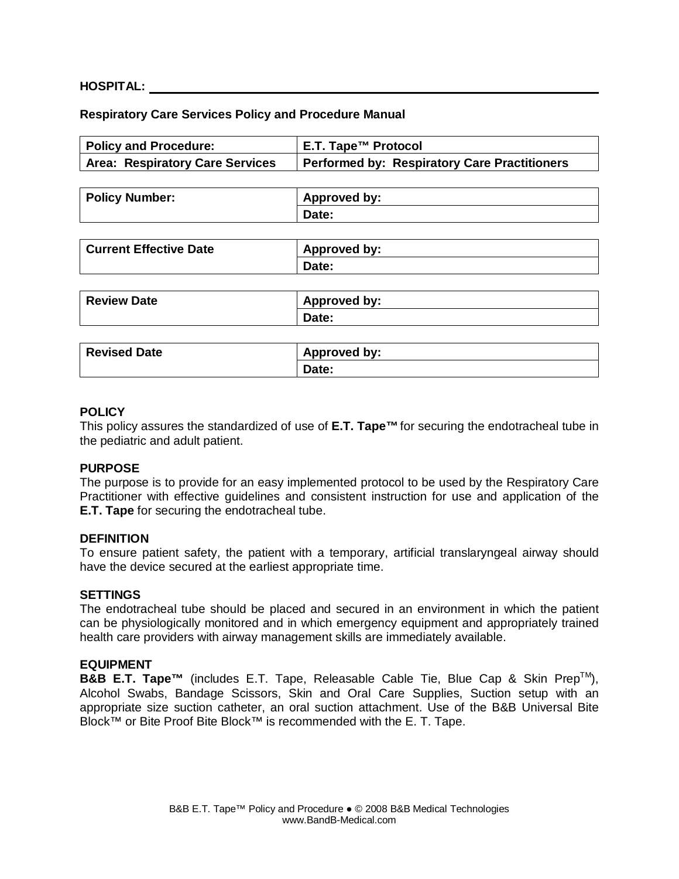**HOSPITAL:** ______________________________

**Respiratory Care Services Policy and Procedure Manual**

| **Policy and Procedure:** | **E.T. Tape™ Protocol** |
|---|---|
| **Area: Respiratory Care Services** | **Performed by: Respiratory Care Practitioners** |

| **Policy Number:** | **Approved by:** |
|---|---|
| | **Date:** |

| **Current Effective Date** | **Approved by:** |
|---|---|
| | **Date:** |

| **Review Date** | **Approved by:** |
|---|---|
| | **Date:** |

| **Revised Date** | **Approved by:** |
|---|---|
| | **Date:** |

**POLICY**

This policy assures the standardized of use of **E.T. Tape™** for securing the endotracheal tube in the pediatric and adult patient.

**PURPOSE**

The purpose is to provide for an easy implemented protocol to be used by the Respiratory Care Practitioner with effective guidelines and consistent instruction for use and application of the **E.T. Tape** for securing the endotracheal tube.

**DEFINITION**

To ensure patient safety, the patient with a temporary, artificial translaryngeal airway should have the device secured at the earliest appropriate time.

**SETTINGS**

The endotracheal tube should be placed and secured in an environment in which the patient can be physiologically monitored and in which emergency equipment and appropriately trained health care providers with airway management skills are immediately available.

**EQUIPMENT**

**B&B E.T. Tape™** (includes E.T. Tape, Releasable Cable Tie, Blue Cap & Skin Prep™), Alcohol Swabs, Bandage Scissors, Skin and Oral Care Supplies, Suction setup with an appropriate size suction catheter, an oral suction attachment. Use of the B&B Universal Bite Block™ or Bite Proof Bite Block™ is recommended with the E. T. Tape.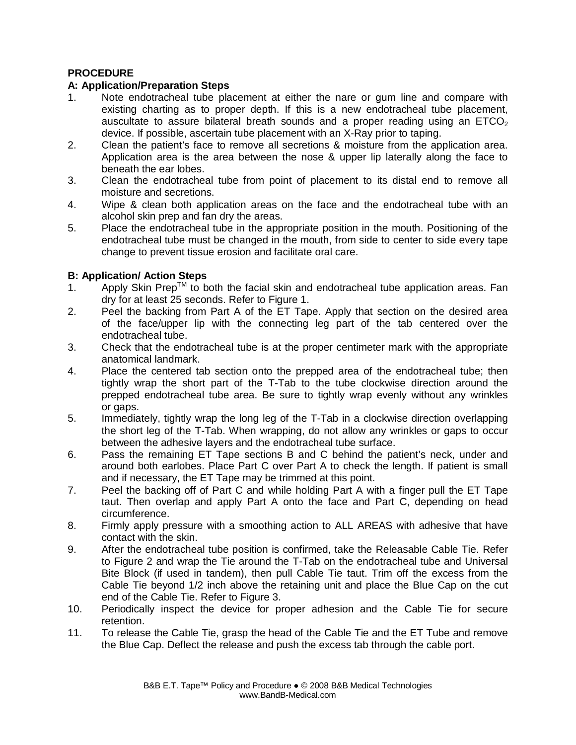**PROCEDURE**

**A: Application/Preparation Steps**

1. Note endotracheal tube placement at either the nare or gum line and compare with existing charting as to proper depth. If this is a new endotracheal tube placement, auscultate to assure bilateral breath sounds and a proper reading using an $ETCO_2$ device. If possible, ascertain tube placement with an X-Ray prior to taping.
2. Clean the patient's face to remove all secretions & moisture from the application area. Application area is the area between the nose & upper lip laterally along the face to beneath the ear lobes.
3. Clean the endotracheal tube from point of placement to its distal end to remove all moisture and secretions.
4. Wipe & clean both application areas on the face and the endotracheal tube with an alcohol skin prep and fan dry the areas.
5. Place the endotracheal tube in the appropriate position in the mouth. Positioning of the endotracheal tube must be changed in the mouth, from side to center to side every tape change to prevent tissue erosion and facilitate oral care.

**B: Application/ Action Steps**

1. Apply Skin Prep™ to both the facial skin and endotracheal tube application areas. Fan dry for at least 25 seconds. Refer to Figure 1.
2. Peel the backing from Part A of the ET Tape. Apply that section on the desired area of the face/upper lip with the connecting leg part of the tab centered over the endotracheal tube.
3. Check that the endotracheal tube is at the proper centimeter mark with the appropriate anatomical landmark.
4. Place the centered tab section onto the prepped area of the endotracheal tube; then tightly wrap the short part of the T-Tab to the tube clockwise direction around the prepped endotracheal tube area. Be sure to tightly wrap evenly without any wrinkles or gaps.
5. Immediately, tightly wrap the long leg of the T-Tab in a clockwise direction overlapping the short leg of the T-Tab. When wrapping, do not allow any wrinkles or gaps to occur between the adhesive layers and the endotracheal tube surface.
6. Pass the remaining ET Tape sections B and C behind the patient's neck, under and around both earlobes. Place Part C over Part A to check the length. If patient is small and if necessary, the ET Tape may be trimmed at this point.
7. Peel the backing off of Part C and while holding Part A with a finger pull the ET Tape taut. Then overlap and apply Part A onto the face and Part C, depending on head circumference.
8. Firmly apply pressure with a smoothing action to ALL AREAS with adhesive that have contact with the skin.
9. After the endotracheal tube position is confirmed, take the Releasable Cable Tie. Refer to Figure 2 and wrap the Tie around the T-Tab on the endotracheal tube and Universal Bite Block (if used in tandem), then pull Cable Tie taut. Trim off the excess from the Cable Tie beyond 1/2 inch above the retaining unit and place the Blue Cap on the cut end of the Cable Tie. Refer to Figure 3.
10. Periodically inspect the device for proper adhesion and the Cable Tie for secure retention.
11. To release the Cable Tie, grasp the head of the Cable Tie and the ET Tube and remove the Blue Cap. Deflect the release and push the excess tab through the cable port.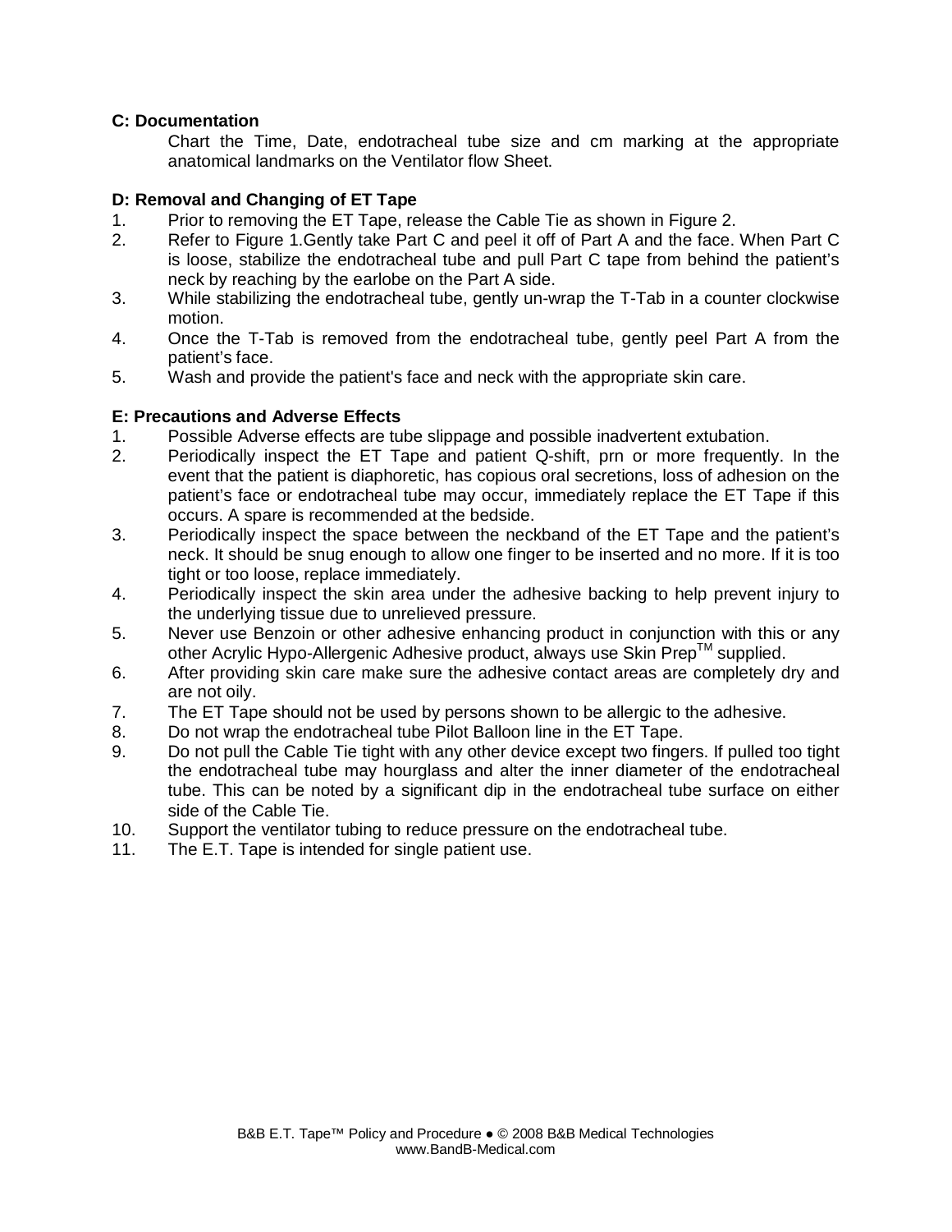**C: Documentation**

Chart the Time, Date, endotracheal tube size and cm marking at the appropriate anatomical landmarks on the Ventilator flow Sheet.

**D: Removal and Changing of ET Tape**

1. Prior to removing the ET Tape, release the Cable Tie as shown in Figure 2.
2. Refer to Figure 1.Gently take Part C and peel it off of Part A and the face. When Part C is loose, stabilize the endotracheal tube and pull Part C tape from behind the patient's neck by reaching by the earlobe on the Part A side.
3. While stabilizing the endotracheal tube, gently un-wrap the T-Tab in a counter clockwise motion.
4. Once the T-Tab is removed from the endotracheal tube, gently peel Part A from the patient's face.
5. Wash and provide the patient's face and neck with the appropriate skin care.

**E: Precautions and Adverse Effects**

1. Possible Adverse effects are tube slippage and possible inadvertent extubation.
2. Periodically inspect the ET Tape and patient Q-shift, prn or more frequently. In the event that the patient is diaphoretic, has copious oral secretions, loss of adhesion on the patient's face or endotracheal tube may occur, immediately replace the ET Tape if this occurs. A spare is recommended at the bedside.
3. Periodically inspect the space between the neckband of the ET Tape and the patient's neck. It should be snug enough to allow one finger to be inserted and no more. If it is too tight or too loose, replace immediately.
4. Periodically inspect the skin area under the adhesive backing to help prevent injury to the underlying tissue due to unrelieved pressure.
5. Never use Benzoin or other adhesive enhancing product in conjunction with this or any other Acrylic Hypo-Allergenic Adhesive product, always use Skin Prep™ supplied.
6. After providing skin care make sure the adhesive contact areas are completely dry and are not oily.
7. The ET Tape should not be used by persons shown to be allergic to the adhesive.
8. Do not wrap the endotracheal tube Pilot Balloon line in the ET Tape.
9. Do not pull the Cable Tie tight with any other device except two fingers. If pulled too tight the endotracheal tube may hourglass and alter the inner diameter of the endotracheal tube. This can be noted by a significant dip in the endotracheal tube surface on either side of the Cable Tie.
10. Support the ventilator tubing to reduce pressure on the endotracheal tube.
11. The E.T. Tape is intended for single patient use.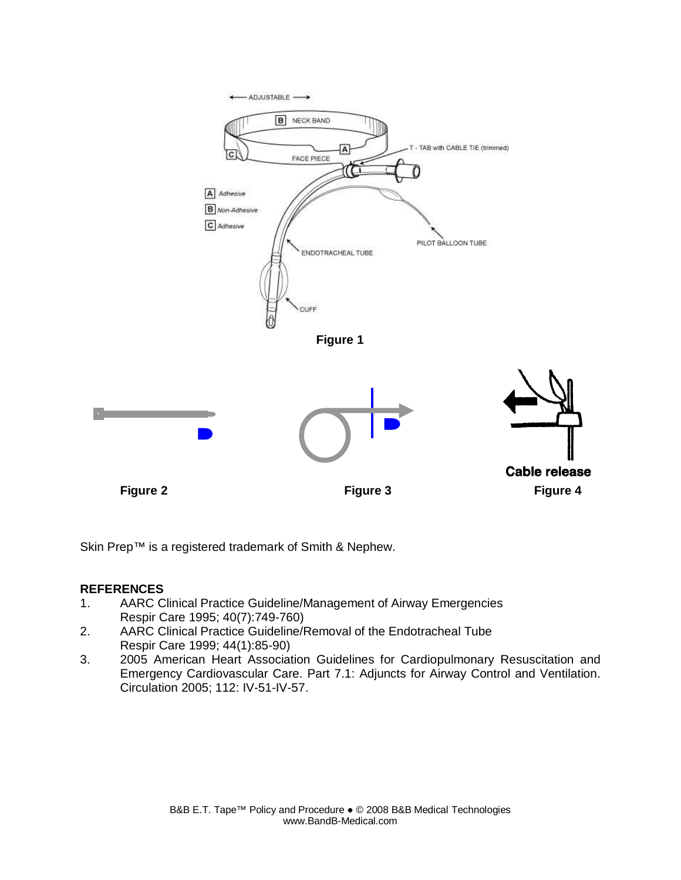← ADJUSTABLE →

B NECK BAND

C

A

FACE PIECE

T - TAB with CABLE TIE (trimmed)

A Adhesive

B Non-Adhesive

C Adhesive

PILOT BALLOON TUBE

ENDOTRACHEAL TUBE

CUFF

**Figure 1**

Cable release

**Figure 2**

**Figure 3**

**Figure 4**

Skin Prep™ is a registered trademark of Smith & Nephew.

**REFERENCES**

1. AARC Clinical Practice Guideline/Management of Airway Emergencies Respir Care 1995; 40(7):749-760)
2. AARC Clinical Practice Guideline/Removal of the Endotracheal Tube Respir Care 1999; 44(1):85-90)
3. 2005 American Heart Association Guidelines for Cardiopulmonary Resuscitation and Emergency Cardiovascular Care. Part 7.1: Adjuncts for Airway Control and Ventilation. Circulation 2005; 112: IV-51-IV-57.

B&B E.T. Tape™ Policy and Procedure ● © 2008 B&B Medical Technologies
www.BandB-Medical.com